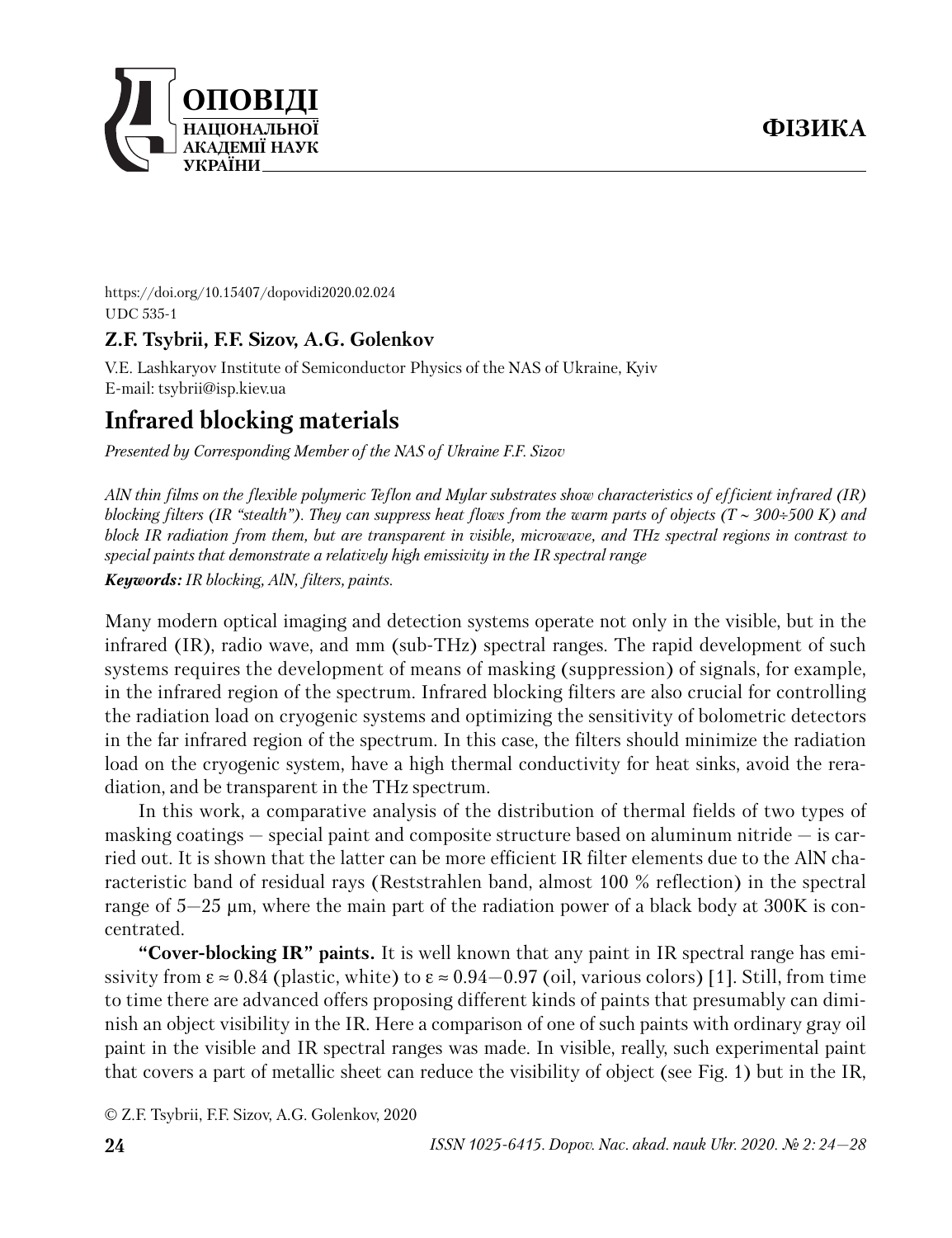https://doi.org/10.15407/dopovidi2020.02.024
UDC 535-1

**Z.F. Tsybrii, F.F. Sizov, A.G. Golenkov**

V.E. Lashkaryov Institute of Semiconductor Physics of the NAS of Ukraine, Kyiv
E-mail: tsybrii@isp.kiev.ua

# Infrared blocking materials

*Presented by Corresponding Member of the NAS of Ukraine F.F. Sizov*

*AlN thin films on the flexible polymeric Teflon and Mylar substrates show characteristics of efficient infrared (IR) blocking filters (IR "stealth"). They can suppress heat flows from the warm parts of objects ($T \sim 300 \div 500$ K) and block IR radiation from them, but are transparent in visible, microwave, and THz spectral regions in contrast to special paints that demonstrate a relatively high emissivity in the IR spectral range*

***Keywords:** IR blocking, AlN, filters, paints.*

Many modern optical imaging and detection systems operate not only in the visible, but in the infrared (IR), radio wave, and mm (sub-THz) spectral ranges. The rapid development of such systems requires the development of means of masking (suppression) of signals, for example, in the infrared region of the spectrum. Infrared blocking filters are also crucial for controlling the radiation load on cryogenic systems and optimizing the sensitivity of bolometric detectors in the far infrared region of the spectrum. In this case, the filters should minimize the radiation load on the cryogenic system, have a high thermal conductivity for heat sinks, avoid the reradiation, and be transparent in the THz spectrum.

In this work, a comparative analysis of the distribution of thermal fields of two types of masking coatings — special paint and composite structure based on aluminum nitride — is carried out. It is shown that the latter can be more efficient IR filter elements due to the AlN characteristic band of residual rays (Reststrahlen band, almost 100 % reflection) in the spectral range of 5—25 μm, where the main part of the radiation power of a black body at 300K is concentrated.

**"Cover-blocking IR" paints.** It is well known that any paint in IR spectral range has emissivity from $\varepsilon \approx 0.84$ (plastic, white) to $\varepsilon \approx 0.94$—$0.97$ (oil, various colors) [1]. Still, from time to time there are advanced offers proposing different kinds of paints that presumably can diminish an object visibility in the IR. Here a comparison of one of such paints with ordinary gray oil paint in the visible and IR spectral ranges was made. In visible, really, such experimental paint that covers a part of metallic sheet can reduce the visibility of object (see Fig. 1) but in the IR,

© Z.F. Tsybrii, F.F. Sizov, A.G. Golenkov, 2020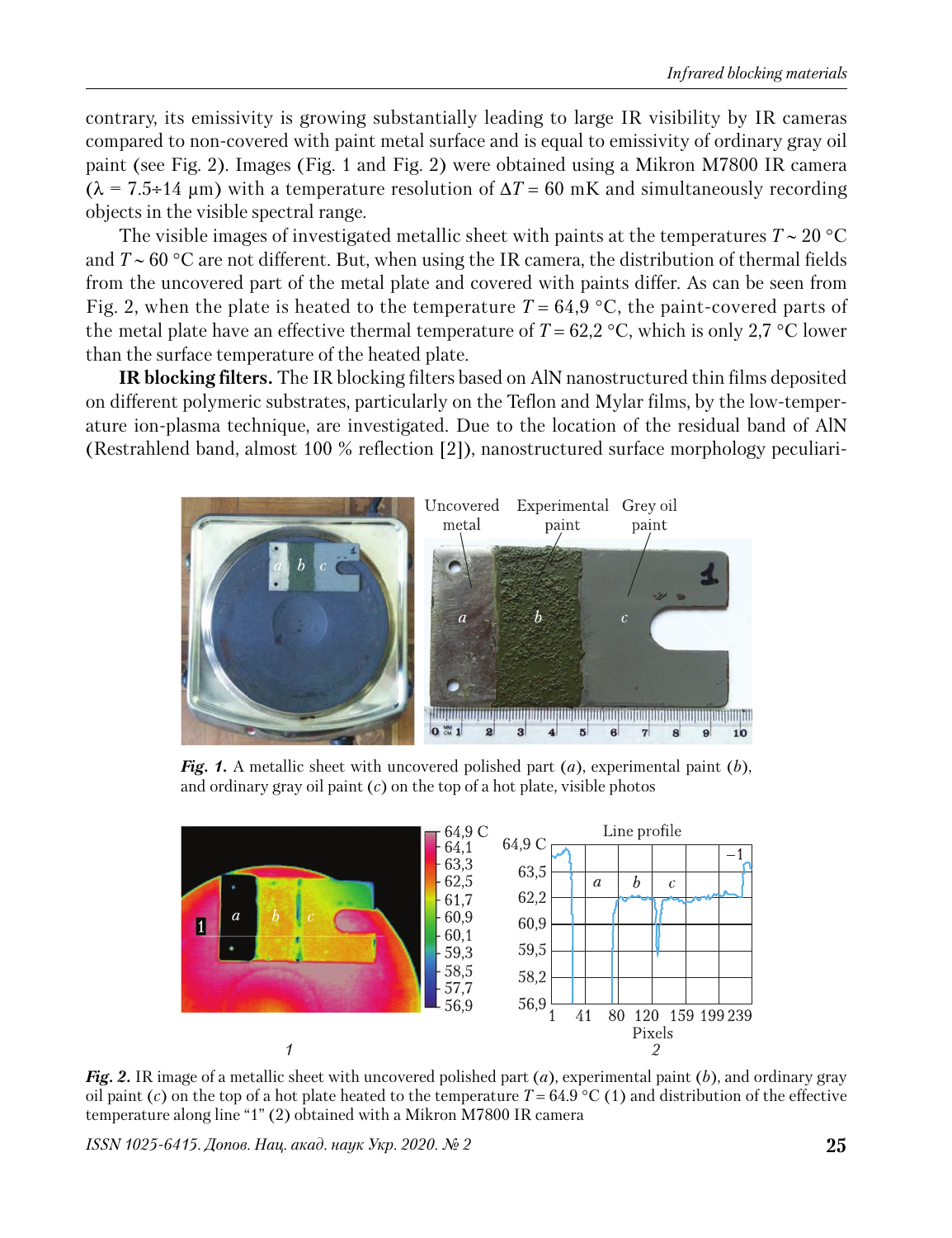contrary, its emissivity is growing substantially leading to large IR visibility by IR cameras compared to non-covered with paint metal surface and is equal to emissivity of ordinary gray oil paint (see Fig. 2). Images (Fig. 1 and Fig. 2) were obtained using a Mikron M7800 IR camera ($\lambda$ = 7.5÷14 μm) with a temperature resolution of $\Delta T$ = 60 mK and simultaneously recording objects in the visible spectral range.

The visible images of investigated metallic sheet with paints at the temperatures $T \sim 20$ °C and $T \sim 60$ °C are not different. But, when using the IR camera, the distribution of thermal fields from the uncovered part of the metal plate and covered with paints differ. As can be seen from Fig. 2, when the plate is heated to the temperature $T$ = 64,9 °C, the paint-covered parts of the metal plate have an effective thermal temperature of $T$ = 62,2 °C, which is only 2,7 °C lower than the surface temperature of the heated plate.

**IR blocking filters.** The IR blocking filters based on AlN nanostructured thin films deposited on different polymeric substrates, particularly on the Teflon and Mylar films, by the low-temperature ion-plasma technique, are investigated. Due to the location of the residual band of AlN (Restrahlend band, almost 100 % reflection [2]), nanostructured surface morphology peculiari-

***Fig. 1.*** A metallic sheet with uncovered polished part (*a*), experimental paint (*b*), and ordinary gray oil paint (*c*) on the top of a hot plate, visible photos

***Fig. 2.*** IR image of a metallic sheet with uncovered polished part (*a*), experimental paint (*b*), and ordinary gray oil paint (*c*) on the top of a hot plate heated to the temperature $T$ = 64.9 °C (1) and distribution of the effective temperature along line "1" (2) obtained with a Mikron M7800 IR camera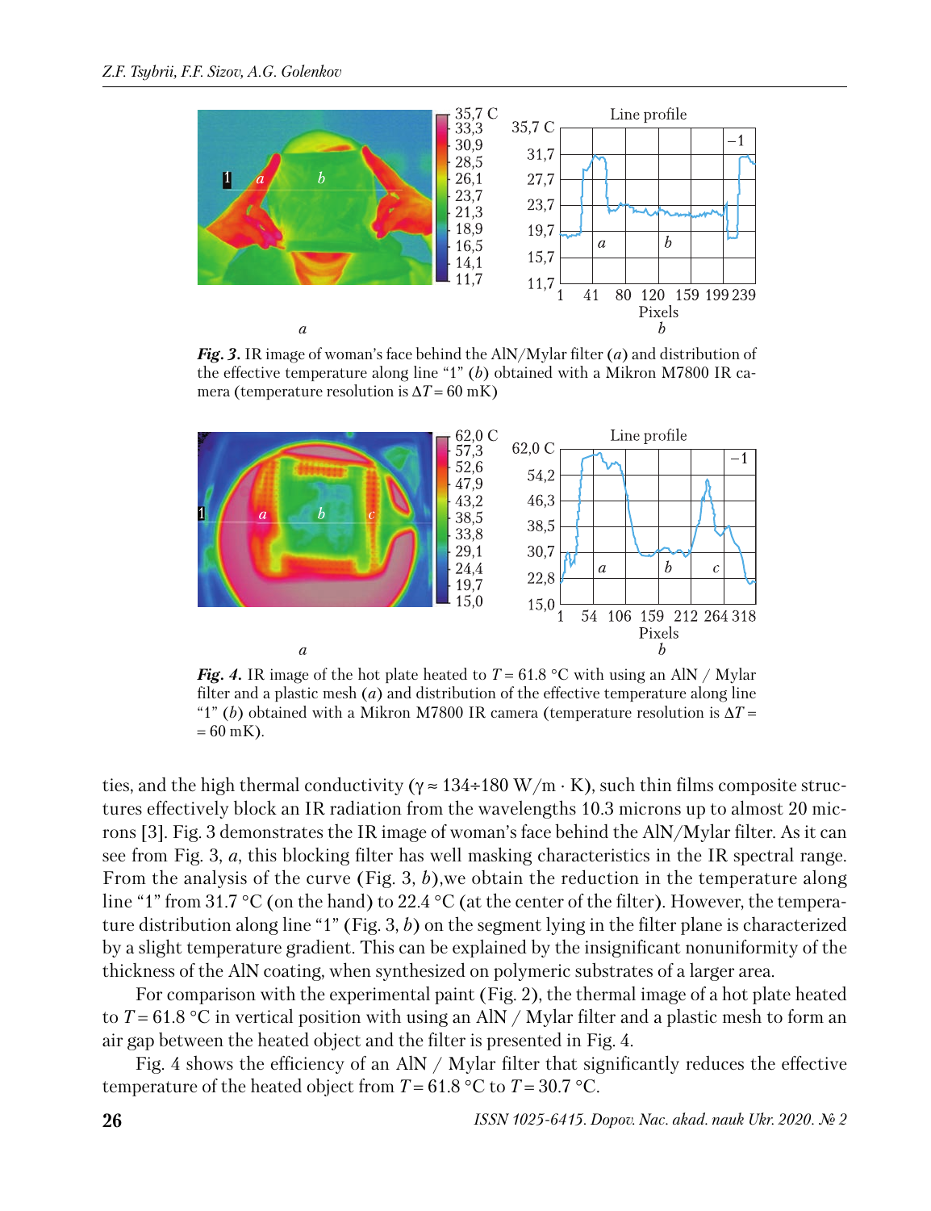*Fig. 3.* IR image of woman's face behind the AlN/Mylar filter (*a*) and distribution of the effective temperature along line "1" (*b*) obtained with a Mikron M7800 IR camera (temperature resolution is $\Delta T = 60$ mK)

*Fig. 4.* IR image of the hot plate heated to $T = 61.8$ °C with using an AlN / Mylar filter and a plastic mesh (*a*) and distribution of the effective temperature along line "1" (*b*) obtained with a Mikron M7800 IR camera (temperature resolution is $\Delta T = 60$ mK).

ties, and the high thermal conductivity ($\gamma \approx 134 \div 180$ W/m · K), such thin films composite structures effectively block an IR radiation from the wavelengths 10.3 microns up to almost 20 microns [3]. Fig. 3 demonstrates the IR image of woman's face behind the AlN/Mylar filter. As it can see from Fig. 3, *a*, this blocking filter has well masking characteristics in the IR spectral range. From the analysis of the curve (Fig. 3, *b*),we obtain the reduction in the temperature along line "1" from 31.7 °C (on the hand) to 22.4 °C (at the center of the filter). However, the temperature distribution along line "1" (Fig. 3, *b*) on the segment lying in the filter plane is characterized by a slight temperature gradient. This can be explained by the insignificant nonuniformity of the thickness of the AlN coating, when synthesized on polymeric substrates of a larger area.

For comparison with the experimental paint (Fig. 2), the thermal image of a hot plate heated to $T = 61.8$ °C in vertical position with using an AlN / Mylar filter and a plastic mesh to form an air gap between the heated object and the filter is presented in Fig. 4.

Fig. 4 shows the efficiency of an AlN / Mylar filter that significantly reduces the effective temperature of the heated object from $T = 61.8$ °C to $T = 30.7$ °C.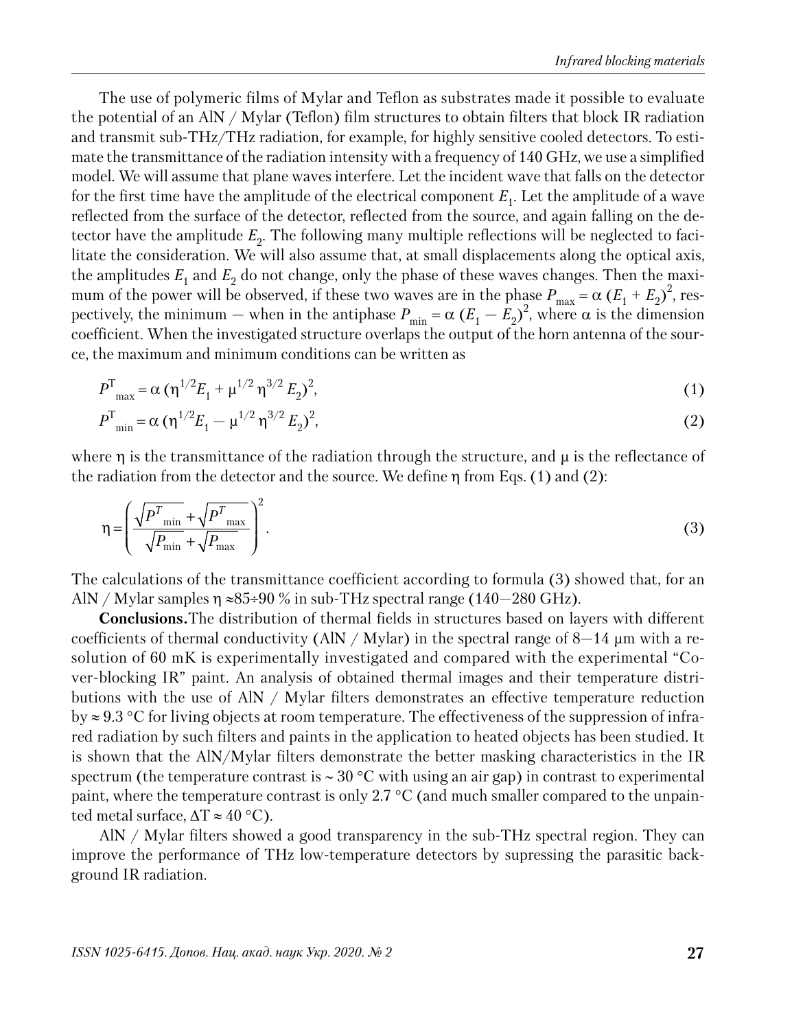The use of polymeric films of Mylar and Teflon as substrates made it possible to evaluate the potential of an AlN / Mylar (Teflon) film structures to obtain filters that block IR radiation and transmit sub-THz/THz radiation, for example, for highly sensitive cooled detectors. To estimate the transmittance of the radiation intensity with a frequency of 140 GHz, we use a simplified model. We will assume that plane waves interfere. Let the incident wave that falls on the detector for the first time have the amplitude of the electrical component $E_1$. Let the amplitude of a wave reflected from the surface of the detector, reflected from the source, and again falling on the detector have the amplitude $E_2$. The following many multiple reflections will be neglected to facilitate the consideration. We will also assume that, at small displacements along the optical axis, the amplitudes $E_1$ and $E_2$ do not change, only the phase of these waves changes. Then the maximum of the power will be observed, if these two waves are in the phase $P_{\max} = \alpha\,(E_1 + E_2)^2$, respectively, the minimum — when in the antiphase $P_{\min} = \alpha\,(E_1 - E_2)^2$, where $\alpha$ is the dimension coefficient. When the investigated structure overlaps the output of the horn antenna of the source, the maximum and minimum conditions can be written as

$$P^{\mathrm{T}}_{\max} = \alpha\,(\eta^{1/2}E_1 + \mu^{1/2}\,\eta^{3/2}\,E_2)^2, \tag{1}$$

$$P^{\mathrm{T}}_{\min} = \alpha\,(\eta^{1/2}E_1 - \mu^{1/2}\,\eta^{3/2}\,E_2)^2, \tag{2}$$

where $\eta$ is the transmittance of the radiation through the structure, and $\mu$ is the reflectance of the radiation from the detector and the source. We define $\eta$ from Eqs. (1) and (2):

$$\eta = \left( \frac{\sqrt{P^{T}_{\min}} + \sqrt{P^{T}_{\max}}}{\sqrt{P_{\min}} + \sqrt{P_{\max}}} \right)^2. \tag{3}$$

The calculations of the transmittance coefficient according to formula (3) showed that, for an AlN / Mylar samples $\eta \approx 85 \div 90$ % in sub-THz spectral range (140—280 GHz).

**Conclusions.** The distribution of thermal fields in structures based on layers with different coefficients of thermal conductivity (AlN / Mylar) in the spectral range of 8—14 μm with a resolution of 60 mK is experimentally investigated and compared with the experimental "Cover-blocking IR" paint. An analysis of obtained thermal images and their temperature distributions with the use of AlN / Mylar filters demonstrates an effective temperature reduction by ≈ 9.3 °C for living objects at room temperature. The effectiveness of the suppression of infrared radiation by such filters and paints in the application to heated objects has been studied. It is shown that the AlN/Mylar filters demonstrate the better masking characteristics in the IR spectrum (the temperature contrast is ~ 30 °C with using an air gap) in contrast to experimental paint, where the temperature contrast is only 2.7 °C (and much smaller compared to the unpainted metal surface, $\Delta T \approx 40$ °C).

AlN / Mylar filters showed a good transparency in the sub-THz spectral region. They can improve the performance of THz low-temperature detectors by supressing the parasitic background IR radiation.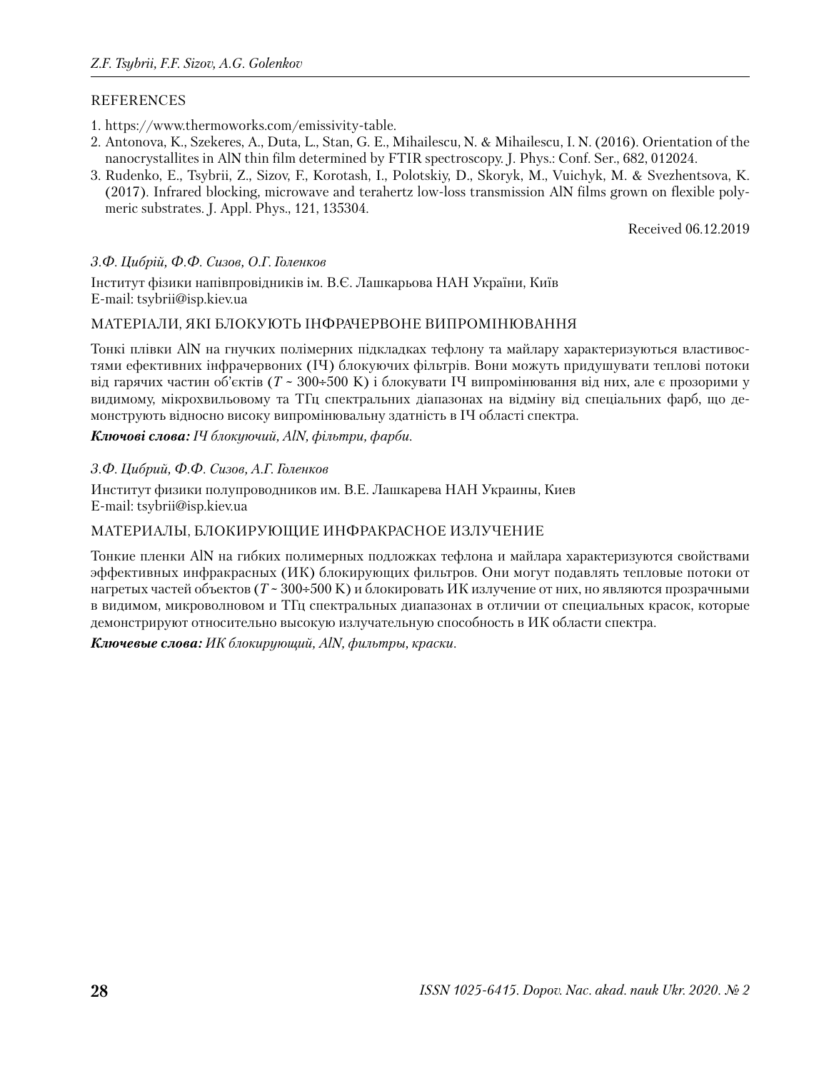REFERENCES

1. https://www.thermoworks.com/emissivity-table.
2. Antonova, K., Szekeres, A., Duta, L., Stan, G. E., Mihailescu, N. & Mihailescu, I. N. (2016). Orientation of the nanocrystallites in AlN thin film determined by FTIR spectroscopy. J. Phys.: Conf. Ser., 682, 012024.
3. Rudenko, E., Tsybrii, Z., Sizov, F., Korotash, I., Polotskiy, D., Skoryk, M., Vuichyk, M. & Svezhentsova, K. (2017). Infrared blocking, microwave and terahertz low-loss transmission AlN films grown on flexible polymeric substrates. J. Appl. Phys., 121, 135304.

Received 06.12.2019

*З.Ф. Цибрій, Ф.Ф. Сизов, О.Г. Голенков*

Інститут фізики напівпровідників ім. В.Є. Лашкарьова НАН України, Київ
E-mail: tsybrii@isp.kiev.ua

МАТЕРІАЛИ, ЯКІ БЛОКУЮТЬ ІНФРАЧЕРВОНЕ ВИПРОМІНЮВАННЯ

Тонкі плівки AlN на гнучких полімерних підкладках тефлону та майлару характеризуються властивостями ефективних інфрачервоних (ІЧ) блокуючих фільтрів. Вони можуть придушувати теплові потоки від гарячих частин об'єктів ($T$ ~ 300÷500 K) і блокувати ІЧ випромінювання від них, але є прозорими у видимому, мікрохвильовому та ТГц спектральних діапазонах на відміну від спеціальних фарб, що демонструють відносно високу випромінювальну здатність в ІЧ області спектра.

***Ключові слова:*** *ІЧ блокуючий, AlN, фільтри, фарби.*

*З.Ф. Цибрий, Ф.Ф. Сизов, А.Г. Голенков*

Институт физики полупроводников им. В.Е. Лашкарева НАН Украины, Киев
E-mail: tsybrii@isp.kiev.ua

МАТЕРИАЛЫ, БЛОКИРУЮЩИЕ ИНФРАКРАСНОЕ ИЗЛУЧЕНИЕ

Тонкие пленки AlN на гибких полимерных подложках тефлона и майлара характеризуются свойствами эффективных инфракрасных (ИК) блокирующих фильтров. Они могут подавлять тепловые потоки от нагретых частей объектов ($T$ ~ 300÷500 K) и блокировать ИК излучение от них, но являются прозрачными в видимом, микроволновом и ТГц спектральных диапазонах в отличии от специальных красок, которые демонстрируют относительно высокую излучательную способность в ИК области спектра.

***Ключевые слова:*** *ИК блокирующий, AlN, фильтры, краски.*